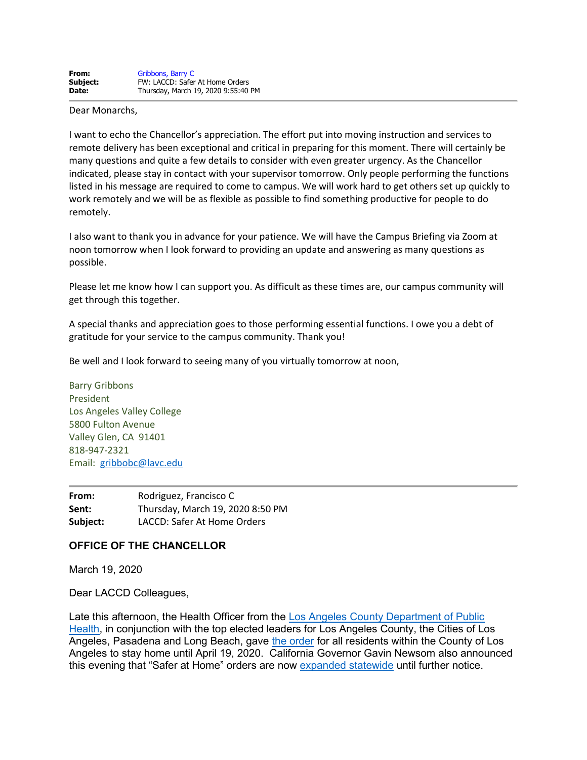| | |
|---|---|
| **From:** | Gribbons, Barry C |
| **Subject:** | FW: LACCD: Safer At Home Orders |
| **Date:** | Thursday, March 19, 2020 9:55:40 PM |

Dear Monarchs,

I want to echo the Chancellor's appreciation. The effort put into moving instruction and services to remote delivery has been exceptional and critical in preparing for this moment. There will certainly be many questions and quite a few details to consider with even greater urgency. As the Chancellor indicated, please stay in contact with your supervisor tomorrow. Only people performing the functions listed in his message are required to come to campus. We will work hard to get others set up quickly to work remotely and we will be as flexible as possible to find something productive for people to do remotely.

I also want to thank you in advance for your patience. We will have the Campus Briefing via Zoom at noon tomorrow when I look forward to providing an update and answering as many questions as possible.

Please let me know how I can support you. As difficult as these times are, our campus community will get through this together.

A special thanks and appreciation goes to those performing essential functions. I owe you a debt of gratitude for your service to the campus community. Thank you!

Be well and I look forward to seeing many of you virtually tomorrow at noon,

Barry Gribbons
President
Los Angeles Valley College
5800 Fulton Avenue
Valley Glen, CA 91401
818-947-2321
Email: gribbobc@lavc.edu

---

| | |
|---|---|
| **From:** | Rodriguez, Francisco C |
| **Sent:** | Thursday, March 19, 2020 8:50 PM |
| **Subject:** | LACCD: Safer At Home Orders |

**OFFICE OF THE CHANCELLOR**

March 19, 2020

Dear LACCD Colleagues,

Late this afternoon, the Health Officer from the Los Angeles County Department of Public Health, in conjunction with the top elected leaders for Los Angeles County, the Cities of Los Angeles, Pasadena and Long Beach, gave the order for all residents within the County of Los Angeles to stay home until April 19, 2020. California Governor Gavin Newsom also announced this evening that "Safer at Home" orders are now expanded statewide until further notice.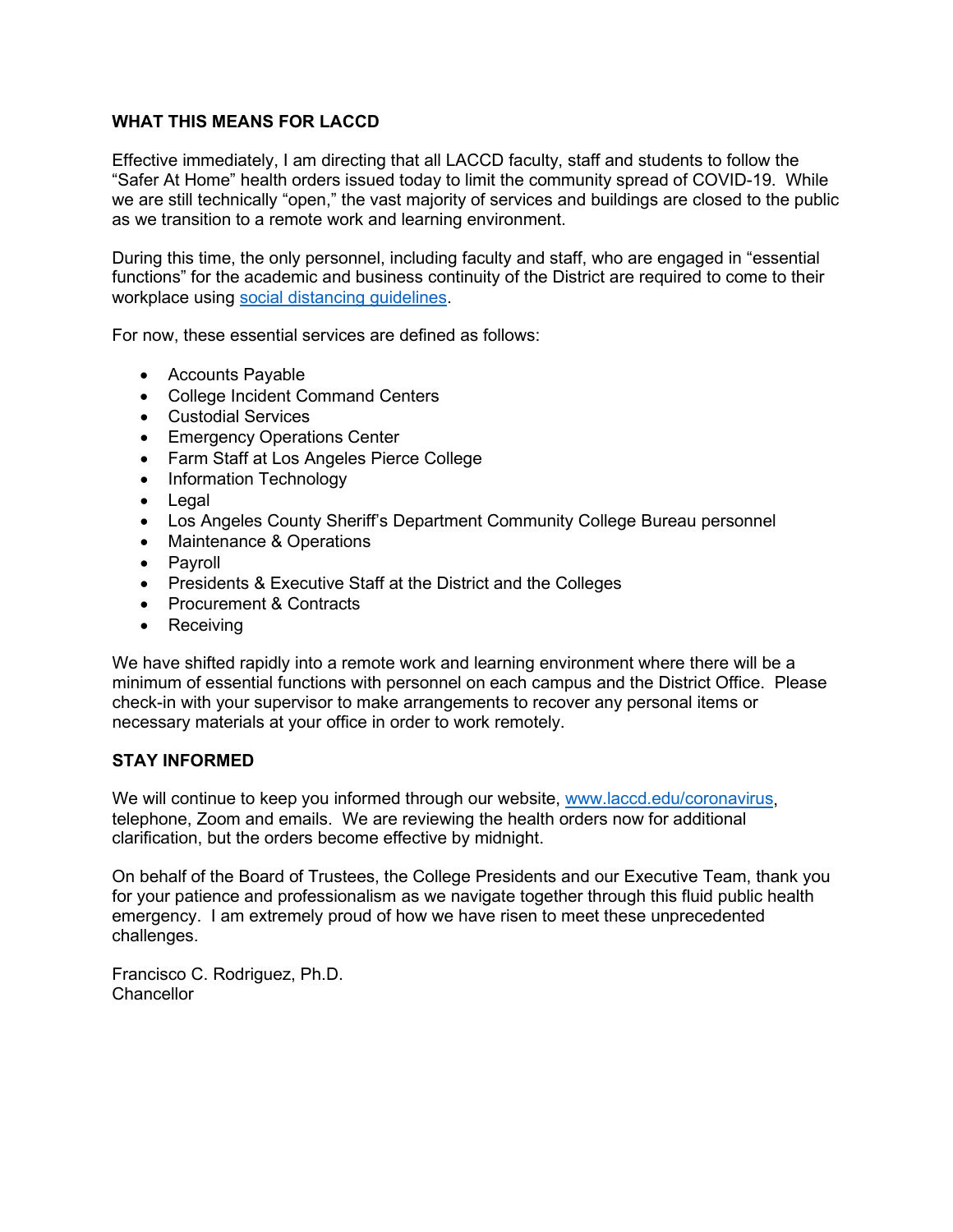## WHAT THIS MEANS FOR LACCD

Effective immediately, I am directing that all LACCD faculty, staff and students to follow the "Safer At Home" health orders issued today to limit the community spread of COVID-19. While we are still technically "open," the vast majority of services and buildings are closed to the public as we transition to a remote work and learning environment.

During this time, the only personnel, including faculty and staff, who are engaged in "essential functions" for the academic and business continuity of the District are required to come to their workplace using [social distancing guidelines](#).

For now, these essential services are defined as follows:

- Accounts Payable
- College Incident Command Centers
- Custodial Services
- Emergency Operations Center
- Farm Staff at Los Angeles Pierce College
- Information Technology
- Legal
- Los Angeles County Sheriff's Department Community College Bureau personnel
- Maintenance & Operations
- Payroll
- Presidents & Executive Staff at the District and the Colleges
- Procurement & Contracts
- Receiving

We have shifted rapidly into a remote work and learning environment where there will be a minimum of essential functions with personnel on each campus and the District Office. Please check-in with your supervisor to make arrangements to recover any personal items or necessary materials at your office in order to work remotely.

## STAY INFORMED

We will continue to keep you informed through our website, [www.laccd.edu/coronavirus](http://www.laccd.edu/coronavirus), telephone, Zoom and emails. We are reviewing the health orders now for additional clarification, but the orders become effective by midnight.

On behalf of the Board of Trustees, the College Presidents and our Executive Team, thank you for your patience and professionalism as we navigate together through this fluid public health emergency. I am extremely proud of how we have risen to meet these unprecedented challenges.

Francisco C. Rodriguez, Ph.D.
Chancellor